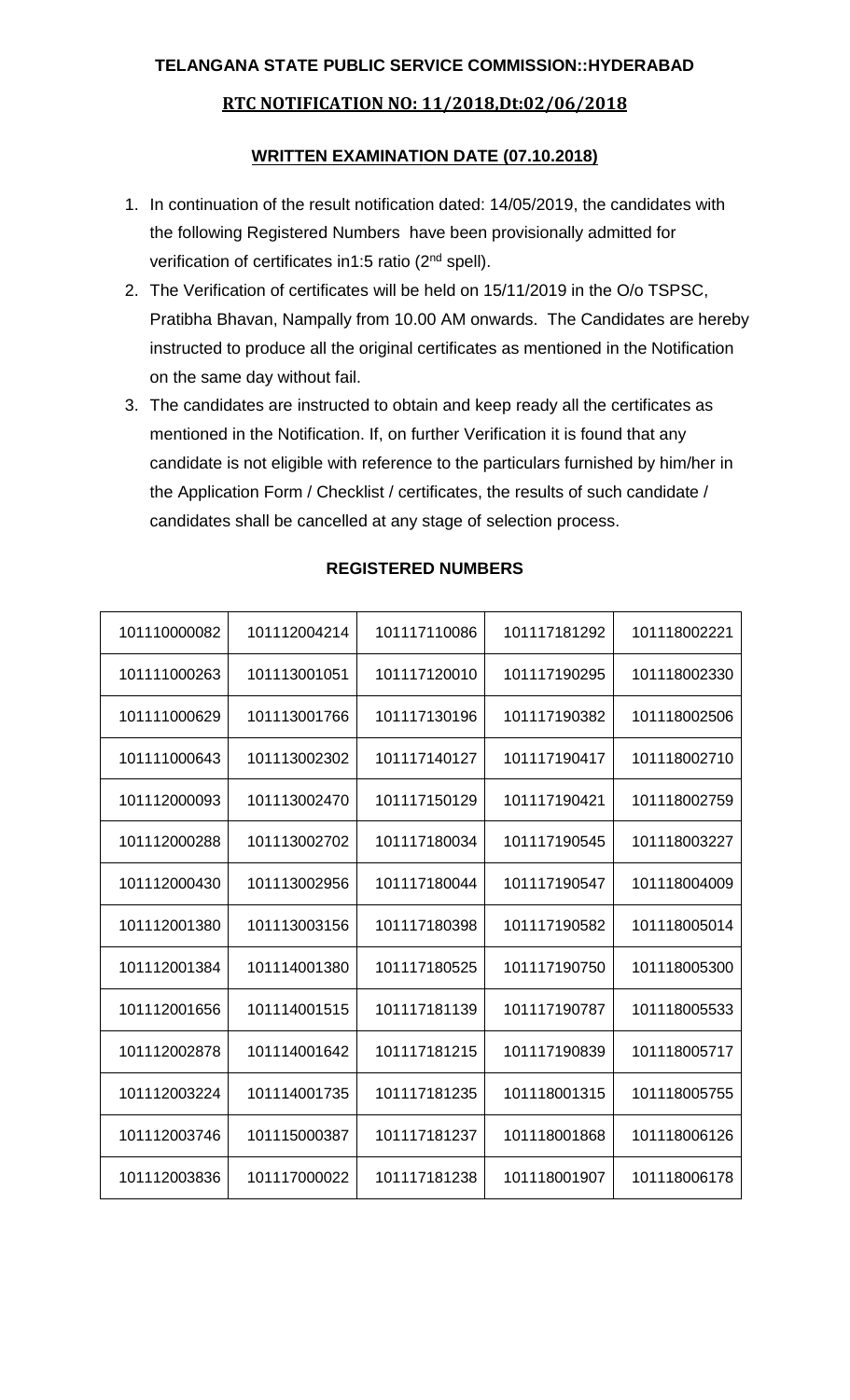**TELANGANA STATE PUBLIC SERVICE COMMISSION::HYDERABAD**

**RTC NOTIFICATION NO: 11/2018,Dt:02/06/2018**

**WRITTEN EXAMINATION DATE (07.10.2018)**

1. In continuation of the result notification dated: 14/05/2019, the candidates with the following Registered Numbers have been provisionally admitted for verification of certificates in1:5 ratio (2nd spell).
2. The Verification of certificates will be held on 15/11/2019 in the O/o TSPSC, Pratibha Bhavan, Nampally from 10.00 AM onwards. The Candidates are hereby instructed to produce all the original certificates as mentioned in the Notification on the same day without fail.
3. The candidates are instructed to obtain and keep ready all the certificates as mentioned in the Notification. If, on further Verification it is found that any candidate is not eligible with reference to the particulars furnished by him/her in the Application Form / Checklist / certificates, the results of such candidate / candidates shall be cancelled at any stage of selection process.

**REGISTERED NUMBERS**

| | | | | |
|---|---|---|---|---|
| 101110000082 | 101112004214 | 101117110086 | 101117181292 | 101118002221 |
| 101111000263 | 101113001051 | 101117120010 | 101117190295 | 101118002330 |
| 101111000629 | 101113001766 | 101117130196 | 101117190382 | 101118002506 |
| 101111000643 | 101113002302 | 101117140127 | 101117190417 | 101118002710 |
| 101112000093 | 101113002470 | 101117150129 | 101117190421 | 101118002759 |
| 101112000288 | 101113002702 | 101117180034 | 101117190545 | 101118003227 |
| 101112000430 | 101113002956 | 101117180044 | 101117190547 | 101118004009 |
| 101112001380 | 101113003156 | 101117180398 | 101117190582 | 101118005014 |
| 101112001384 | 101114001380 | 101117180525 | 101117190750 | 101118005300 |
| 101112001656 | 101114001515 | 101117181139 | 101117190787 | 101118005533 |
| 101112002878 | 101114001642 | 101117181215 | 101117190839 | 101118005717 |
| 101112003224 | 101114001735 | 101117181235 | 101118001315 | 101118005755 |
| 101112003746 | 101115000387 | 101117181237 | 101118001868 | 101118006126 |
| 101112003836 | 101117000022 | 101117181238 | 101118001907 | 101118006178 |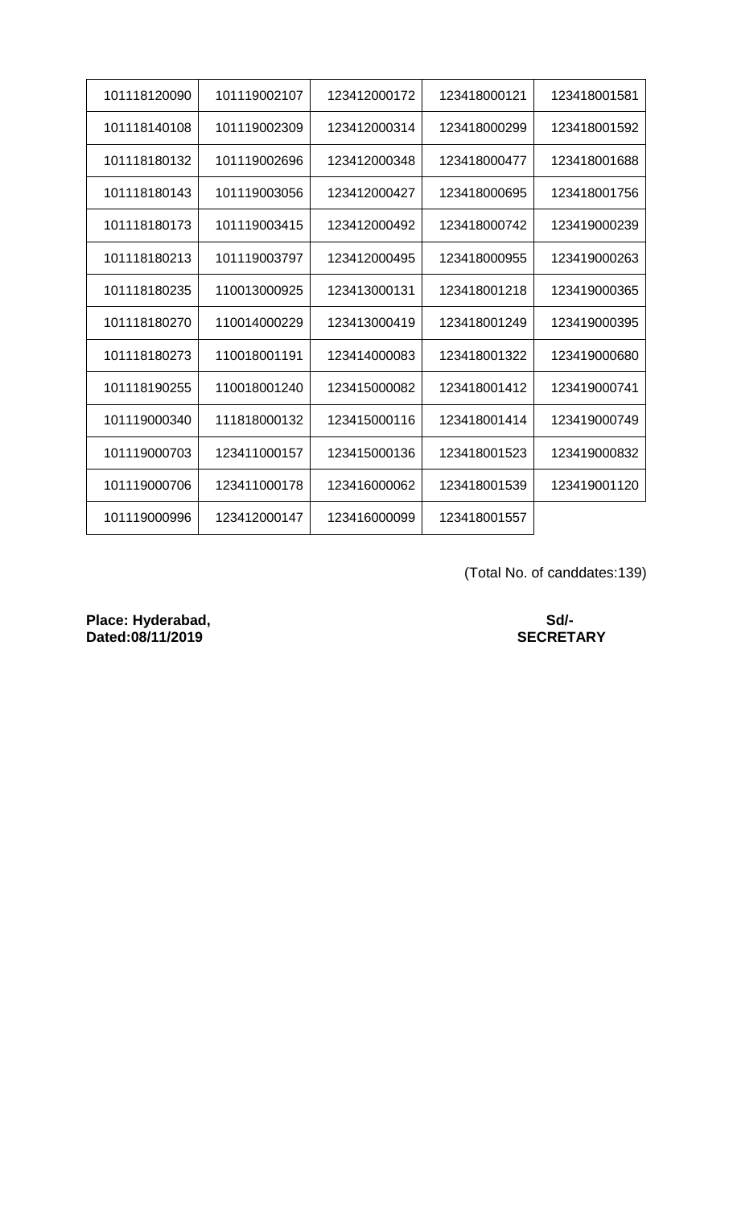| | | | | |
|---|---|---|---|---|
| 101118120090 | 101119002107 | 123412000172 | 123418000121 | 123418001581 |
| 101118140108 | 101119002309 | 123412000314 | 123418000299 | 123418001592 |
| 101118180132 | 101119002696 | 123412000348 | 123418000477 | 123418001688 |
| 101118180143 | 101119003056 | 123412000427 | 123418000695 | 123418001756 |
| 101118180173 | 101119003415 | 123412000492 | 123418000742 | 123419000239 |
| 101118180213 | 101119003797 | 123412000495 | 123418000955 | 123419000263 |
| 101118180235 | 110013000925 | 123413000131 | 123418001218 | 123419000365 |
| 101118180270 | 110014000229 | 123413000419 | 123418001249 | 123419000395 |
| 101118180273 | 110018001191 | 123414000083 | 123418001322 | 123419000680 |
| 101118190255 | 110018001240 | 123415000082 | 123418001412 | 123419000741 |
| 101119000340 | 111818000132 | 123415000116 | 123418001414 | 123419000749 |
| 101119000703 | 123411000157 | 123415000136 | 123418001523 | 123419000832 |
| 101119000706 | 123411000178 | 123416000062 | 123418001539 | 123419001120 |
| 101119000996 | 123412000147 | 123416000099 | 123418001557 | |

(Total No. of canddates:139)

**Place: Hyderabad,** **Sd/-**
**Dated:08/11/2019** **SECRETARY**